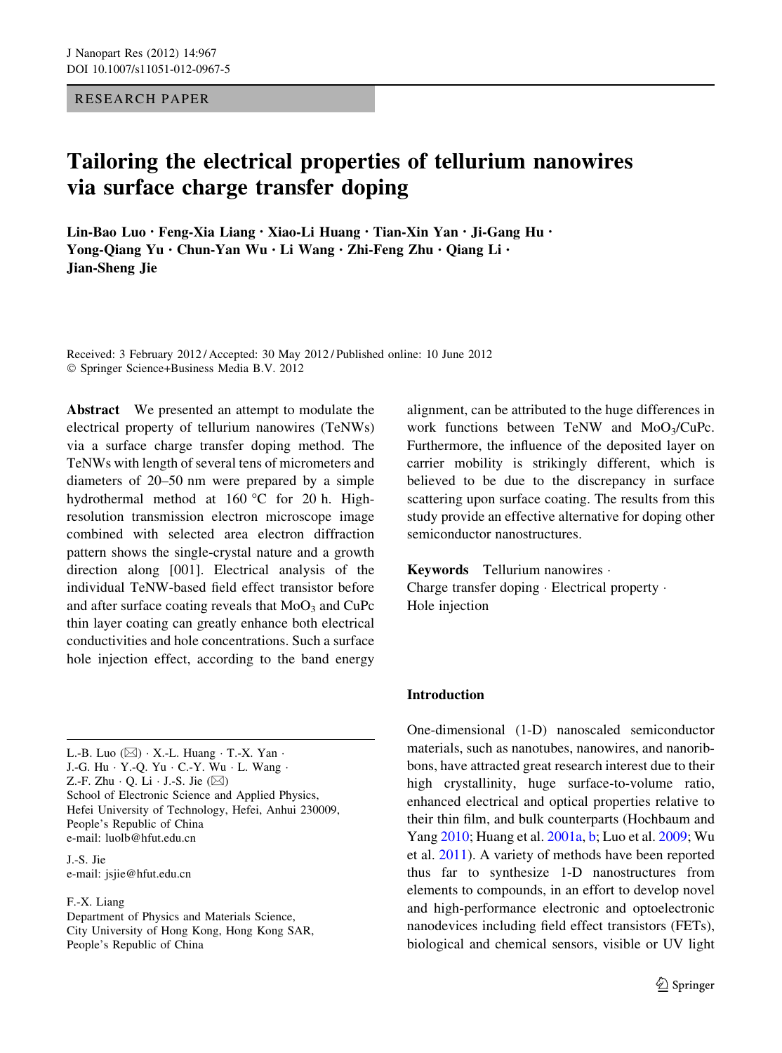RESEARCH PAPER

# Tailoring the electrical properties of tellurium nanowires via surface charge transfer doping

**Lin-Bao Luo · Feng-Xia Liang · Xiao-Li Huang · Tian-Xin Yan · Ji-Gang Hu · Yong-Qiang Yu · Chun-Yan Wu · Li Wang · Zhi-Feng Zhu · Qiang Li · Jian-Sheng Jie**

Received: 3 February 2012 / Accepted: 30 May 2012 / Published online: 10 June 2012
© Springer Science+Business Media B.V. 2012

**Abstract** We presented an attempt to modulate the electrical property of tellurium nanowires (TeNWs) via a surface charge transfer doping method. The TeNWs with length of several tens of micrometers and diameters of 20–50 nm were prepared by a simple hydrothermal method at 160 °C for 20 h. High-resolution transmission electron microscope image combined with selected area electron diffraction pattern shows the single-crystal nature and a growth direction along [001]. Electrical analysis of the individual TeNW-based field effect transistor before and after surface coating reveals that $MoO_3$ and CuPc thin layer coating can greatly enhance both electrical conductivities and hole concentrations. Such a surface hole injection effect, according to the band energy alignment, can be attributed to the huge differences in work functions between TeNW and $MoO_3$/CuPc. Furthermore, the influence of the deposited layer on carrier mobility is strikingly different, which is believed to be due to the discrepancy in surface scattering upon surface coating. The results from this study provide an effective alternative for doping other semiconductor nanostructures.

**Keywords** Tellurium nanowires · Charge transfer doping · Electrical property · Hole injection

L.-B. Luo (✉) · X.-L. Huang · T.-X. Yan · J.-G. Hu · Y.-Q. Yu · C.-Y. Wu · L. Wang · Z.-F. Zhu · Q. Li · J.-S. Jie (✉)
School of Electronic Science and Applied Physics, Hefei University of Technology, Hefei, Anhui 230009, People's Republic of China
e-mail: luolb@hfut.edu.cn

J.-S. Jie
e-mail: jsjie@hfut.edu.cn

F.-X. Liang
Department of Physics and Materials Science, City University of Hong Kong, Hong Kong SAR, People's Republic of China

## Introduction

One-dimensional (1-D) nanoscaled semiconductor materials, such as nanotubes, nanowires, and nanoribbons, have attracted great research interest due to their high crystallinity, huge surface-to-volume ratio, enhanced electrical and optical properties relative to their thin film, and bulk counterparts (Hochbaum and Yang 2010; Huang et al. 2001a, b; Luo et al. 2009; Wu et al. 2011). A variety of methods have been reported thus far to synthesize 1-D nanostructures from elements to compounds, in an effort to develop novel and high-performance electronic and optoelectronic nanodevices including field effect transistors (FETs), biological and chemical sensors, visible or UV light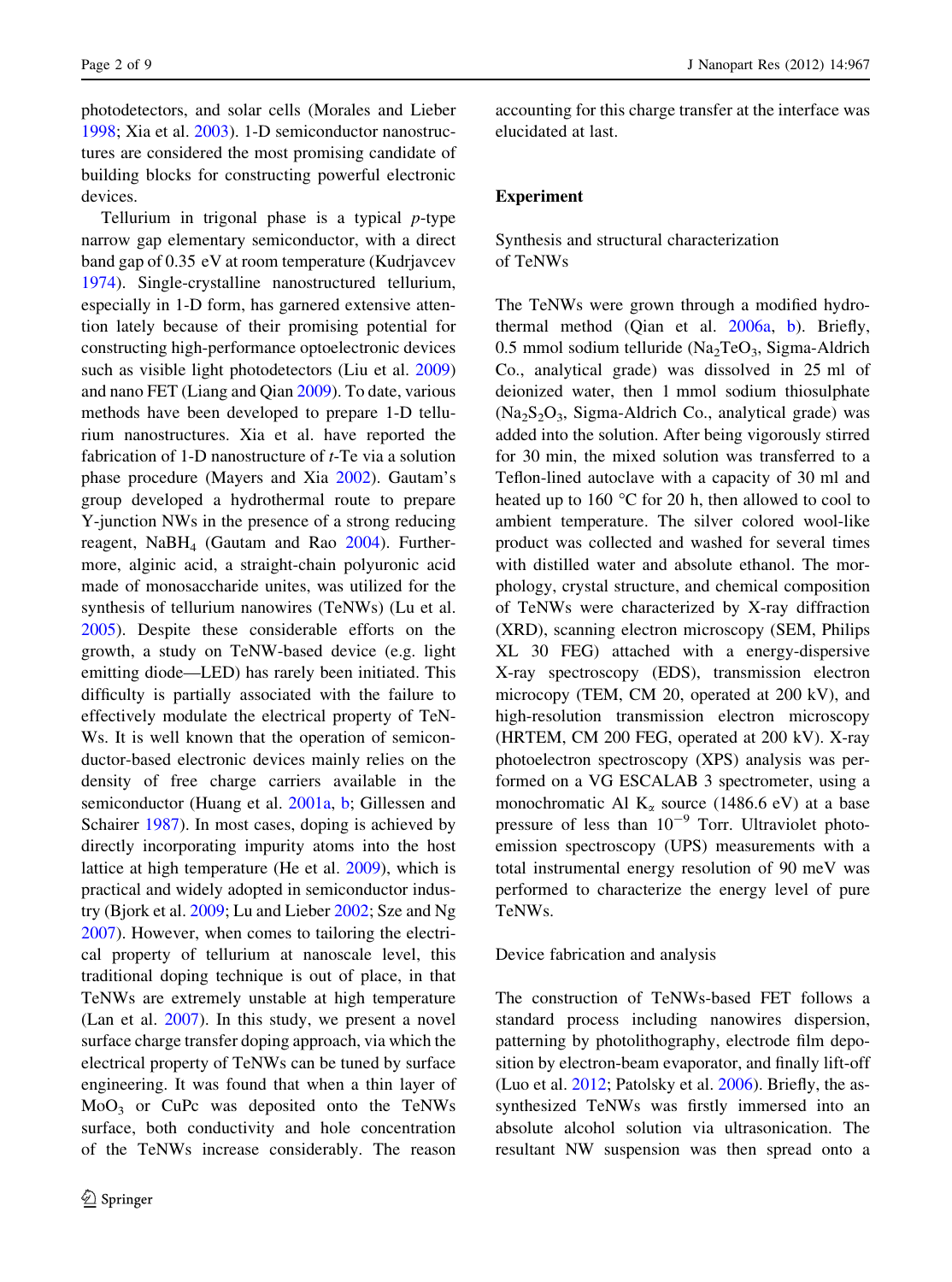photodetectors, and solar cells (Morales and Lieber 1998; Xia et al. 2003). 1-D semiconductor nanostructures are considered the most promising candidate of building blocks for constructing powerful electronic devices.

Tellurium in trigonal phase is a typical *p*-type narrow gap elementary semiconductor, with a direct band gap of 0.35 eV at room temperature (Kudrjavcev 1974). Single-crystalline nanostructured tellurium, especially in 1-D form, has garnered extensive attention lately because of their promising potential for constructing high-performance optoelectronic devices such as visible light photodetectors (Liu et al. 2009) and nano FET (Liang and Qian 2009). To date, various methods have been developed to prepare 1-D tellurium nanostructures. Xia et al. have reported the fabrication of 1-D nanostructure of *t*-Te via a solution phase procedure (Mayers and Xia 2002). Gautam's group developed a hydrothermal route to prepare Y-junction NWs in the presence of a strong reducing reagent, $NaBH_4$ (Gautam and Rao 2004). Furthermore, alginic acid, a straight-chain polyuronic acid made of monosaccharide unites, was utilized for the synthesis of tellurium nanowires (TeNWs) (Lu et al. 2005). Despite these considerable efforts on the growth, a study on TeNW-based device (e.g. light emitting diode—LED) has rarely been initiated. This difficulty is partially associated with the failure to effectively modulate the electrical property of TeNWs. It is well known that the operation of semiconductor-based electronic devices mainly relies on the density of free charge carriers available in the semiconductor (Huang et al. 2001a, b; Gillessen and Schairer 1987). In most cases, doping is achieved by directly incorporating impurity atoms into the host lattice at high temperature (He et al. 2009), which is practical and widely adopted in semiconductor industry (Bjork et al. 2009; Lu and Lieber 2002; Sze and Ng 2007). However, when comes to tailoring the electrical property of tellurium at nanoscale level, this traditional doping technique is out of place, in that TeNWs are extremely unstable at high temperature (Lan et al. 2007). In this study, we present a novel surface charge transfer doping approach, via which the electrical property of TeNWs can be tuned by surface engineering. It was found that when a thin layer of $MoO_3$ or CuPc was deposited onto the TeNWs surface, both conductivity and hole concentration of the TeNWs increase considerably. The reason accounting for this charge transfer at the interface was elucidated at last.

## Experiment

### Synthesis and structural characterization of TeNWs

The TeNWs were grown through a modified hydrothermal method (Qian et al. 2006a, b). Briefly, 0.5 mmol sodium telluride ($Na_2TeO_3$, Sigma-Aldrich Co., analytical grade) was dissolved in 25 ml of deionized water, then 1 mmol sodium thiosulphate ($Na_2S_2O_3$, Sigma-Aldrich Co., analytical grade) was added into the solution. After being vigorously stirred for 30 min, the mixed solution was transferred to a Teflon-lined autoclave with a capacity of 30 ml and heated up to 160 °C for 20 h, then allowed to cool to ambient temperature. The silver colored wool-like product was collected and washed for several times with distilled water and absolute ethanol. The morphology, crystal structure, and chemical composition of TeNWs were characterized by X-ray diffraction (XRD), scanning electron microscopy (SEM, Philips XL 30 FEG) attached with a energy-dispersive X-ray spectroscopy (EDS), transmission electron microcopy (TEM, CM 20, operated at 200 kV), and high-resolution transmission electron microscopy (HRTEM, CM 200 FEG, operated at 200 kV). X-ray photoelectron spectroscopy (XPS) analysis was performed on a VG ESCALAB 3 spectrometer, using a monochromatic Al $K_\alpha$ source (1486.6 eV) at a base pressure of less than $10^{-9}$ Torr. Ultraviolet photoemission spectroscopy (UPS) measurements with a total instrumental energy resolution of 90 meV was performed to characterize the energy level of pure TeNWs.

### Device fabrication and analysis

The construction of TeNWs-based FET follows a standard process including nanowires dispersion, patterning by photolithography, electrode film deposition by electron-beam evaporator, and finally lift-off (Luo et al. 2012; Patolsky et al. 2006). Briefly, the as-synthesized TeNWs was firstly immersed into an absolute alcohol solution via ultrasonication. The resultant NW suspension was then spread onto a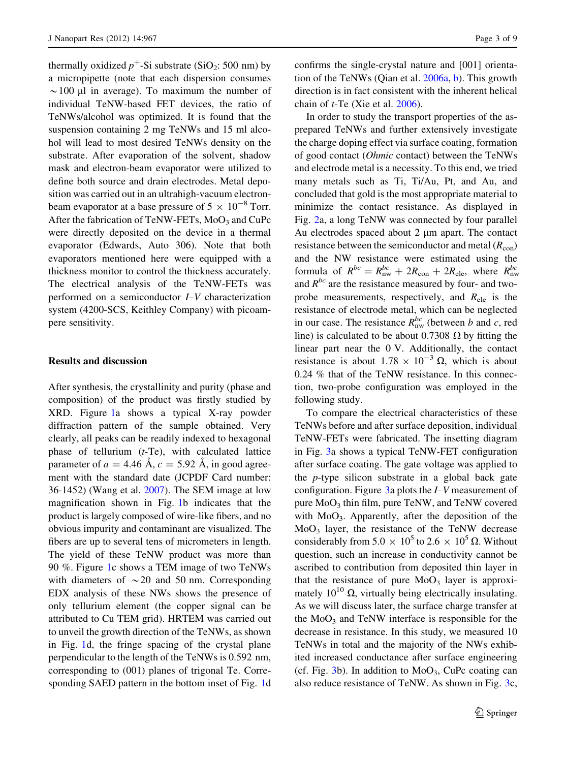thermally oxidized $p^+$-Si substrate ($SiO_2$: 500 nm) by a micropipette (note that each dispersion consumes $\sim$100 µl in average). To maximum the number of individual TeNW-based FET devices, the ratio of TeNWs/alcohol was optimized. It is found that the suspension containing 2 mg TeNWs and 15 ml alcohol will lead to most desired TeNWs density on the substrate. After evaporation of the solvent, shadow mask and electron-beam evaporator were utilized to define both source and drain electrodes. Metal deposition was carried out in an ultrahigh-vacuum electron-beam evaporator at a base pressure of $5 \times 10^{-8}$ Torr. After the fabrication of TeNW-FETs, $MoO_3$ and CuPc were directly deposited on the device in a thermal evaporator (Edwards, Auto 306). Note that both evaporators mentioned here were equipped with a thickness monitor to control the thickness accurately. The electrical analysis of the TeNW-FETs was performed on a semiconductor *I–V* characterization system (4200-SCS, Keithley Company) with picoampere sensitivity.

## Results and discussion

After synthesis, the crystallinity and purity (phase and composition) of the product was firstly studied by XRD. Figure 1a shows a typical X-ray powder diffraction pattern of the sample obtained. Very clearly, all peaks can be readily indexed to hexagonal phase of tellurium (*t*-Te), with calculated lattice parameter of $a = 4.46$ Å, $c = 5.92$ Å, in good agreement with the standard date (JCPDF Card number: 36-1452) (Wang et al. 2007). The SEM image at low magnification shown in Fig. 1b indicates that the product is largely composed of wire-like fibers, and no obvious impurity and contaminant are visualized. The fibers are up to several tens of micrometers in length. The yield of these TeNW product was more than 90 %. Figure 1c shows a TEM image of two TeNWs with diameters of $\sim$20 and 50 nm. Corresponding EDX analysis of these NWs shows the presence of only tellurium element (the copper signal can be attributed to Cu TEM grid). HRTEM was carried out to unveil the growth direction of the TeNWs, as shown in Fig. 1d, the fringe spacing of the crystal plane perpendicular to the length of the TeNWs is 0.592 nm, corresponding to (001) planes of trigonal Te. Corresponding SAED pattern in the bottom inset of Fig. 1d confirms the single-crystal nature and [001] orientation of the TeNWs (Qian et al. 2006a, b). This growth direction is in fact consistent with the inherent helical chain of *t*-Te (Xie et al. 2006).

In order to study the transport properties of the as-prepared TeNWs and further extensively investigate the charge doping effect via surface coating, formation of good contact (*Ohmic* contact) between the TeNWs and electrode metal is a necessity. To this end, we tried many metals such as Ti, Ti/Au, Pt, and Au, and concluded that gold is the most appropriate material to minimize the contact resistance. As displayed in Fig. 2a, a long TeNW was connected by four parallel Au electrodes spaced about 2 µm apart. The contact resistance between the semiconductor and metal ($R_{\text{con}}$) and the NW resistance were estimated using the formula of $R^{bc} = R_{\text{nw}}^{bc} + 2R_{\text{con}} + 2R_{\text{ele}}$, where $R_{\text{nw}}^{bc}$ and $R^{bc}$ are the resistance measured by four- and two-probe measurements, respectively, and $R_{\text{ele}}$ is the resistance of electrode metal, which can be neglected in our case. The resistance $R_{\text{nw}}^{bc}$ (between *b* and *c*, red line) is calculated to be about 0.7308 Ω by fitting the linear part near the 0 V. Additionally, the contact resistance is about $1.78 \times 10^{-3}$ Ω, which is about 0.24 % that of the TeNW resistance. In this connection, two-probe configuration was employed in the following study.

To compare the electrical characteristics of these TeNWs before and after surface deposition, individual TeNW-FETs were fabricated. The insetting diagram in Fig. 3a shows a typical TeNW-FET configuration after surface coating. The gate voltage was applied to the *p*-type silicon substrate in a global back gate configuration. Figure 3a plots the *I–V* measurement of pure $MoO_3$ thin film, pure TeNW, and TeNW covered with $MoO_3$. Apparently, after the deposition of the $MoO_3$ layer, the resistance of the TeNW decrease considerably from $5.0 \times 10^5$ to $2.6 \times 10^5$ Ω. Without question, such an increase in conductivity cannot be ascribed to contribution from deposited thin layer in that the resistance of pure $MoO_3$ layer is approximately $10^{10}$ Ω, virtually being electrically insulating. As we will discuss later, the surface charge transfer at the $MoO_3$ and TeNW interface is responsible for the decrease in resistance. In this study, we measured 10 TeNWs in total and the majority of the NWs exhibited increased conductance after surface engineering (cf. Fig. 3b). In addition to $MoO_3$, CuPc coating can also reduce resistance of TeNW. As shown in Fig. 3c,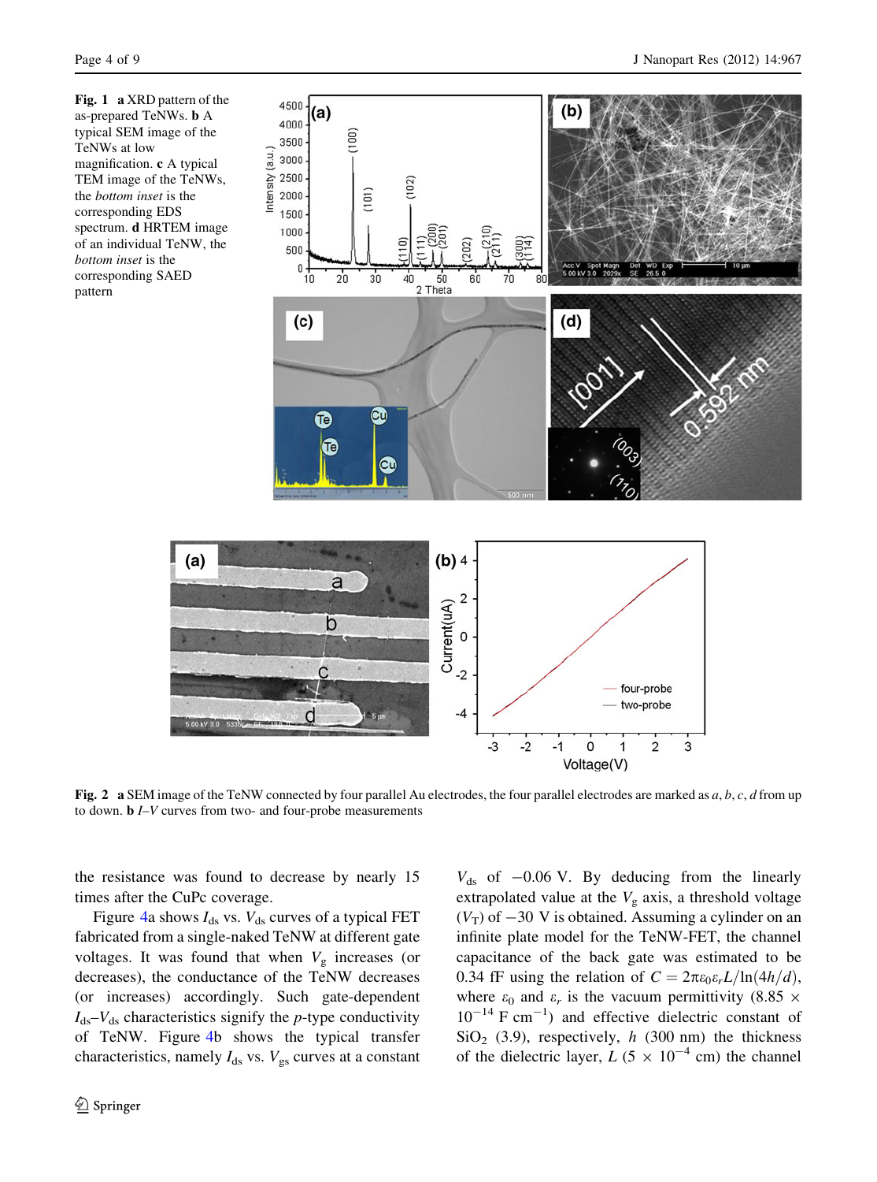**Fig. 1** **a** XRD pattern of the as-prepared TeNWs. **b** A typical SEM image of the TeNWs at low magnification. **c** A typical TEM image of the TeNWs, the *bottom inset* is the corresponding EDS spectrum. **d** HRTEM image of an individual TeNW, the *bottom inset* is the corresponding SAED pattern

**Fig. 2** **a** SEM image of the TeNW connected by four parallel Au electrodes, the four parallel electrodes are marked as *a*, *b*, *c*, *d* from up to down. **b** *I–V* curves from two- and four-probe measurements

the resistance was found to decrease by nearly 15 times after the CuPc coverage.

Figure 4a shows $I_{ds}$ vs. $V_{ds}$ curves of a typical FET fabricated from a single-naked TeNW at different gate voltages. It was found that when $V_g$ increases (or decreases), the conductance of the TeNW decreases (or increases) accordingly. Such gate-dependent $I_{ds}$–$V_{ds}$ characteristics signify the *p*-type conductivity of TeNW. Figure 4b shows the typical transfer characteristics, namely $I_{ds}$ vs. $V_{gs}$ curves at a constant $V_{ds}$ of $-0.06$ V. By deducing from the linearly extrapolated value at the $V_g$ axis, a threshold voltage ($V_T$) of $-30$ V is obtained. Assuming a cylinder on an infinite plate model for the TeNW-FET, the channel capacitance of the back gate was estimated to be 0.34 fF using the relation of $C = 2\pi\varepsilon_0\varepsilon_r L/\ln(4h/d)$, where $\varepsilon_0$ and $\varepsilon_r$ is the vacuum permittivity ($8.85 \times 10^{-14}$ F cm$^{-1}$) and effective dielectric constant of $SiO_2$ (3.9), respectively, $h$ (300 nm) the thickness of the dielectric layer, $L$ ($5 \times 10^{-4}$ cm) the channel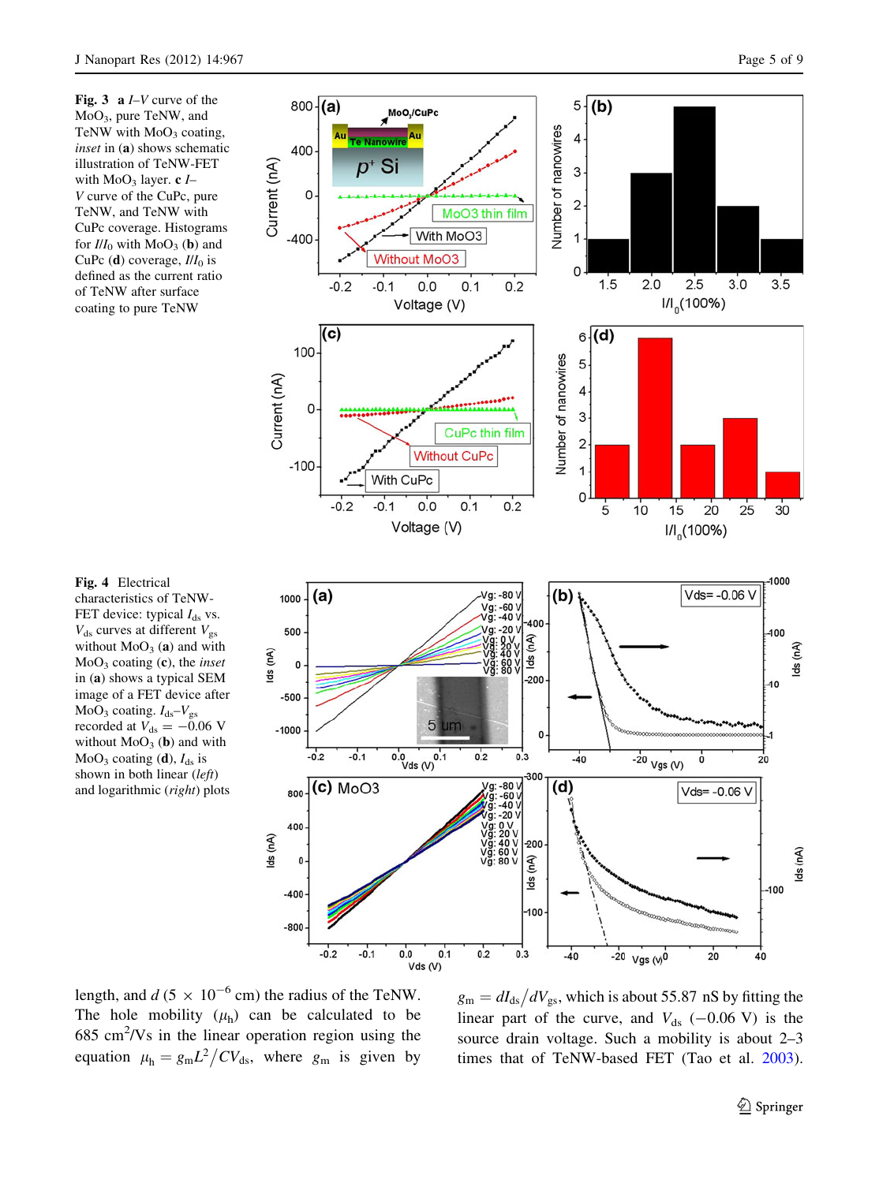**Fig. 3** **a** *I–V* curve of the $MoO_3$, pure TeNW, and TeNW with $MoO_3$ coating, *inset* in (**a**) shows schematic illustration of TeNW-FET with $MoO_3$ layer. **c** *I–V* curve of the CuPc, pure TeNW, and TeNW with CuPc coverage. Histograms for $I/I_0$ with $MoO_3$ (**b**) and CuPc (**d**) coverage, $I/I_0$ is defined as the current ratio of TeNW after surface coating to pure TeNW

**Fig. 4** Electrical characteristics of TeNW-FET device: typical $I_{ds}$ vs. $V_{ds}$ curves at different $V_{gs}$ without $MoO_3$ (**a**) and with $MoO_3$ coating (**c**), the *inset* in (**a**) shows a typical SEM image of a FET device after $MoO_3$ coating. $I_{ds}$–$V_{gs}$ recorded at $V_{ds} = -0.06$ V without $MoO_3$ (**b**) and with $MoO_3$ coating (**d**), $I_{ds}$ is shown in both linear (*left*) and logarithmic (*right*) plots

length, and $d$ ($5 \times 10^{-6}$ cm) the radius of the TeNW. The hole mobility ($\mu_h$) can be calculated to be 685 $cm^2/Vs$ in the linear operation region using the equation $\mu_h = g_m L^2 / C V_{ds}$, where $g_m$ is given by $g_m = dI_{ds}/dV_{gs}$, which is about 55.87 nS by fitting the linear part of the curve, and $V_{ds}$ (−0.06 V) is the source drain voltage. Such a mobility is about 2–3 times that of TeNW-based FET (Tao et al. 2003).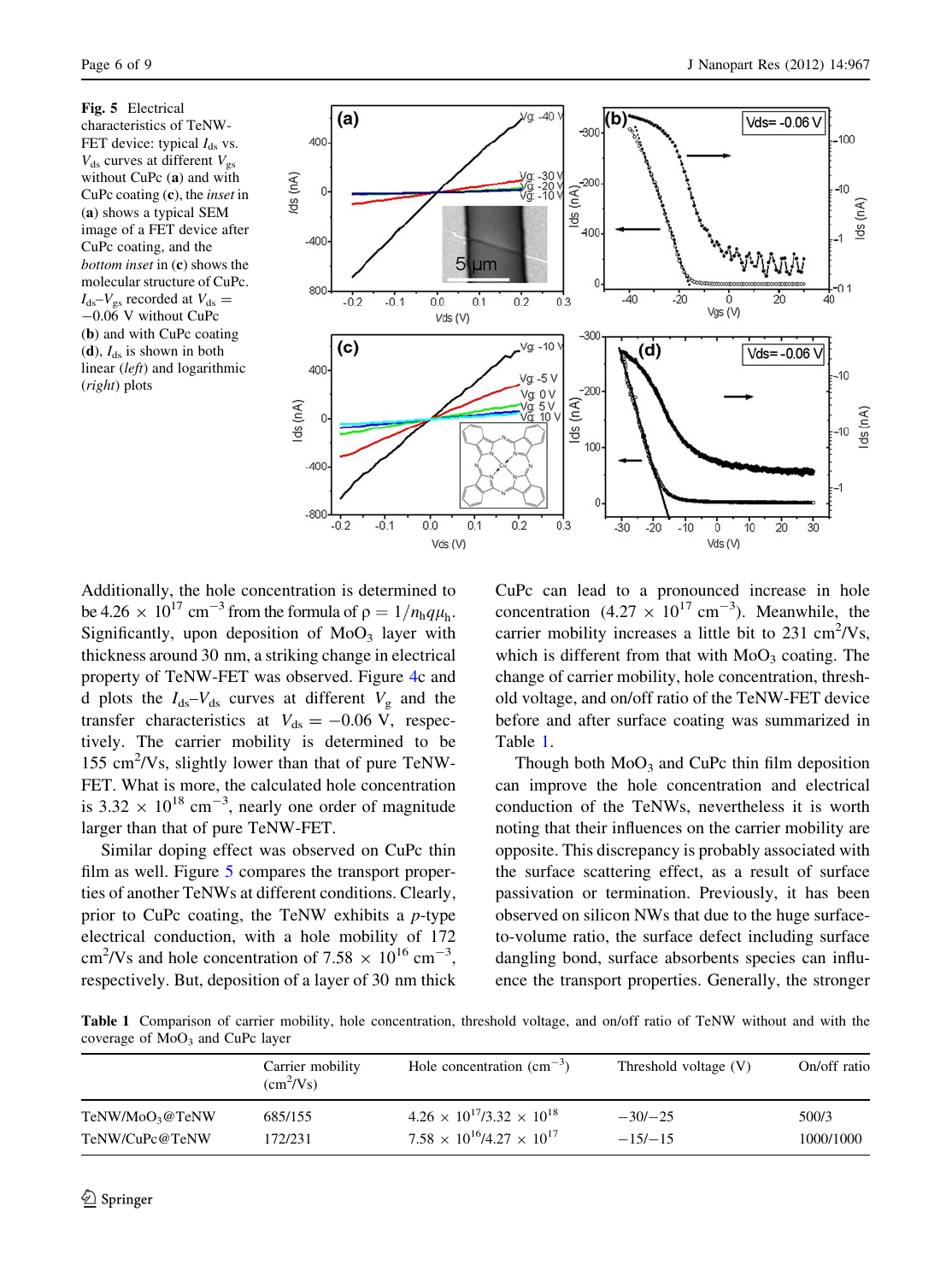**Fig. 5** Electrical characteristics of TeNW-FET device: typical $I_{ds}$ vs. $V_{ds}$ curves at different $V_{gs}$ without CuPc (**a**) and with CuPc coating (**c**), the *inset* in (**a**) shows a typical SEM image of a FET device after CuPc coating, and the *bottom inset* in (**c**) shows the molecular structure of CuPc. $I_{ds}$–$V_{gs}$ recorded at $V_{ds} = -0.06$ V without CuPc (**b**) and with CuPc coating (**d**), $I_{ds}$ is shown in both linear (*left*) and logarithmic (*right*) plots

Additionally, the hole concentration is determined to be $4.26 \times 10^{17}$ cm$^{-3}$ from the formula of $\rho = 1/n_h q \mu_h$. Significantly, upon deposition of $MoO_3$ layer with thickness around 30 nm, a striking change in electrical property of TeNW-FET was observed. Figure 4c and d plots the $I_{ds}$–$V_{ds}$ curves at different $V_g$ and the transfer characteristics at $V_{ds} = -0.06$ V, respectively. The carrier mobility is determined to be 155 cm$^2$/Vs, slightly lower than that of pure TeNW-FET. What is more, the calculated hole concentration is $3.32 \times 10^{18}$ cm$^{-3}$, nearly one order of magnitude larger than that of pure TeNW-FET.

Similar doping effect was observed on CuPc thin film as well. Figure 5 compares the transport properties of another TeNWs at different conditions. Clearly, prior to CuPc coating, the TeNW exhibits a *p*-type electrical conduction, with a hole mobility of 172 cm$^2$/Vs and hole concentration of $7.58 \times 10^{16}$ cm$^{-3}$, respectively. But, deposition of a layer of 30 nm thick CuPc can lead to a pronounced increase in hole concentration ($4.27 \times 10^{17}$ cm$^{-3}$). Meanwhile, the carrier mobility increases a little bit to 231 cm$^2$/Vs, which is different from that with $MoO_3$ coating. The change of carrier mobility, hole concentration, threshold voltage, and on/off ratio of the TeNW-FET device before and after surface coating was summarized in Table 1.

Though both $MoO_3$ and CuPc thin film deposition can improve the hole concentration and electrical conduction of the TeNWs, nevertheless it is worth noting that their influences on the carrier mobility are opposite. This discrepancy is probably associated with the surface scattering effect, as a result of surface passivation or termination. Previously, it has been observed on silicon NWs that due to the huge surface-to-volume ratio, the surface defect including surface dangling bond, surface absorbents species can influence the transport properties. Generally, the stronger

**Table 1** Comparison of carrier mobility, hole concentration, threshold voltage, and on/off ratio of TeNW without and with the coverage of $MoO_3$ and CuPc layer

| | Carrier mobility (cm$^2$/Vs) | Hole concentration (cm$^{-3}$) | Threshold voltage (V) | On/off ratio |
|---|---|---|---|---|
| TeNW/$MoO_3$@TeNW | 685/155 | $4.26 \times 10^{17}$/$3.32 \times 10^{18}$ | −30/−25 | 500/3 |
| TeNW/CuPc@TeNW | 172/231 | $7.58 \times 10^{16}$/$4.27 \times 10^{17}$ | −15/−15 | 1000/1000 |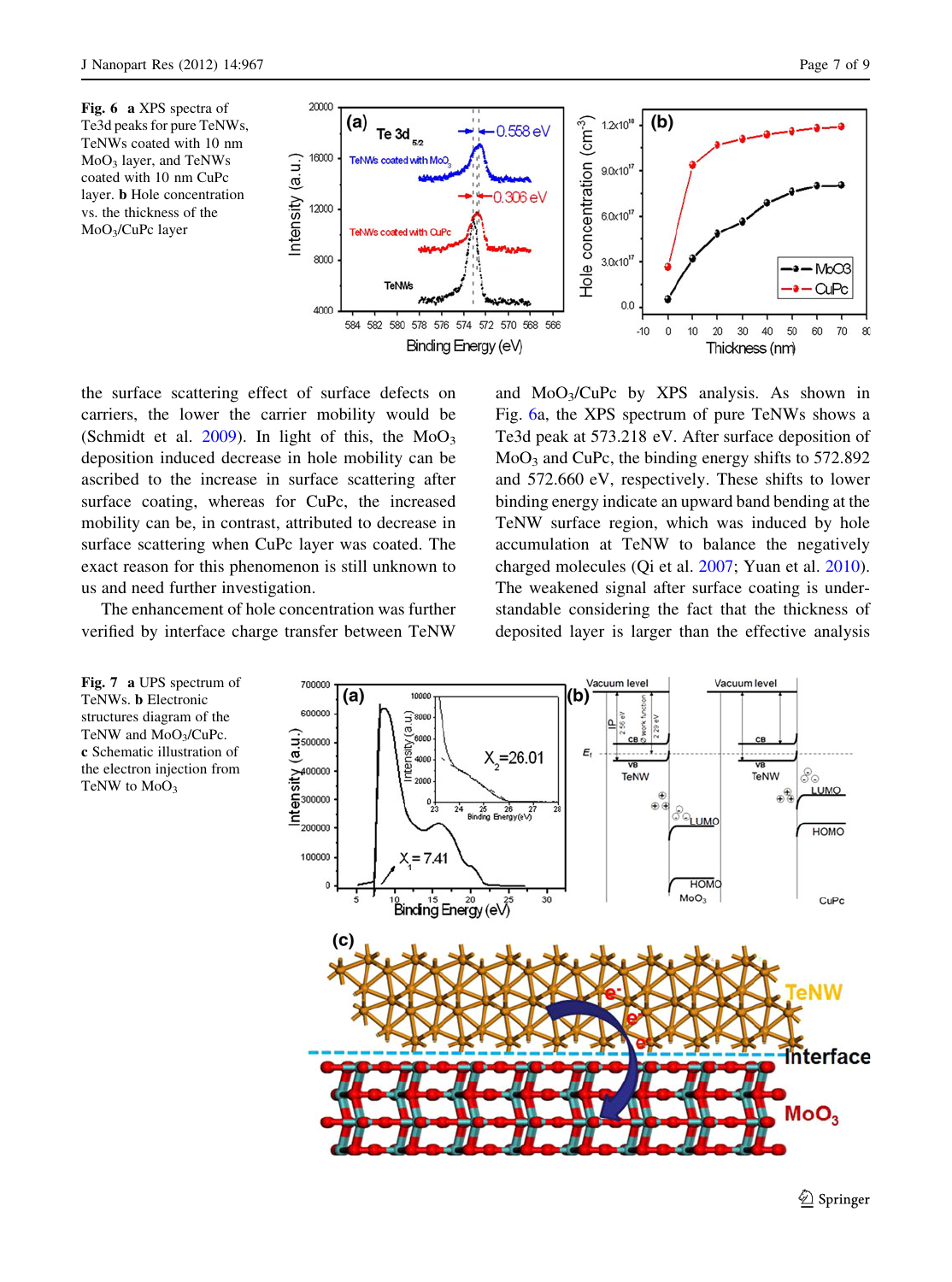**Fig. 6** **a** XPS spectra of Te3d peaks for pure TeNWs, TeNWs coated with 10 nm $MoO_3$ layer, and TeNWs coated with 10 nm CuPc layer. **b** Hole concentration vs. the thickness of the $MoO_3$/CuPc layer

the surface scattering effect of surface defects on carriers, the lower the carrier mobility would be (Schmidt et al. 2009). In light of this, the $MoO_3$ deposition induced decrease in hole mobility can be ascribed to the increase in surface scattering after surface coating, whereas for CuPc, the increased mobility can be, in contrast, attributed to decrease in surface scattering when CuPc layer was coated. The exact reason for this phenomenon is still unknown to us and need further investigation.

The enhancement of hole concentration was further verified by interface charge transfer between TeNW and $MoO_3$/CuPc by XPS analysis. As shown in Fig. 6a, the XPS spectrum of pure TeNWs shows a Te3d peak at 573.218 eV. After surface deposition of $MoO_3$ and CuPc, the binding energy shifts to 572.892 and 572.660 eV, respectively. These shifts to lower binding energy indicate an upward band bending at the TeNW surface region, which was induced by hole accumulation at TeNW to balance the negatively charged molecules (Qi et al. 2007; Yuan et al. 2010). The weakened signal after surface coating is understandable considering the fact that the thickness of deposited layer is larger than the effective analysis

**Fig. 7** **a** UPS spectrum of TeNWs. **b** Electronic structures diagram of the TeNW and $MoO_3$/CuPc. **c** Schematic illustration of the electron injection from TeNW to $MoO_3$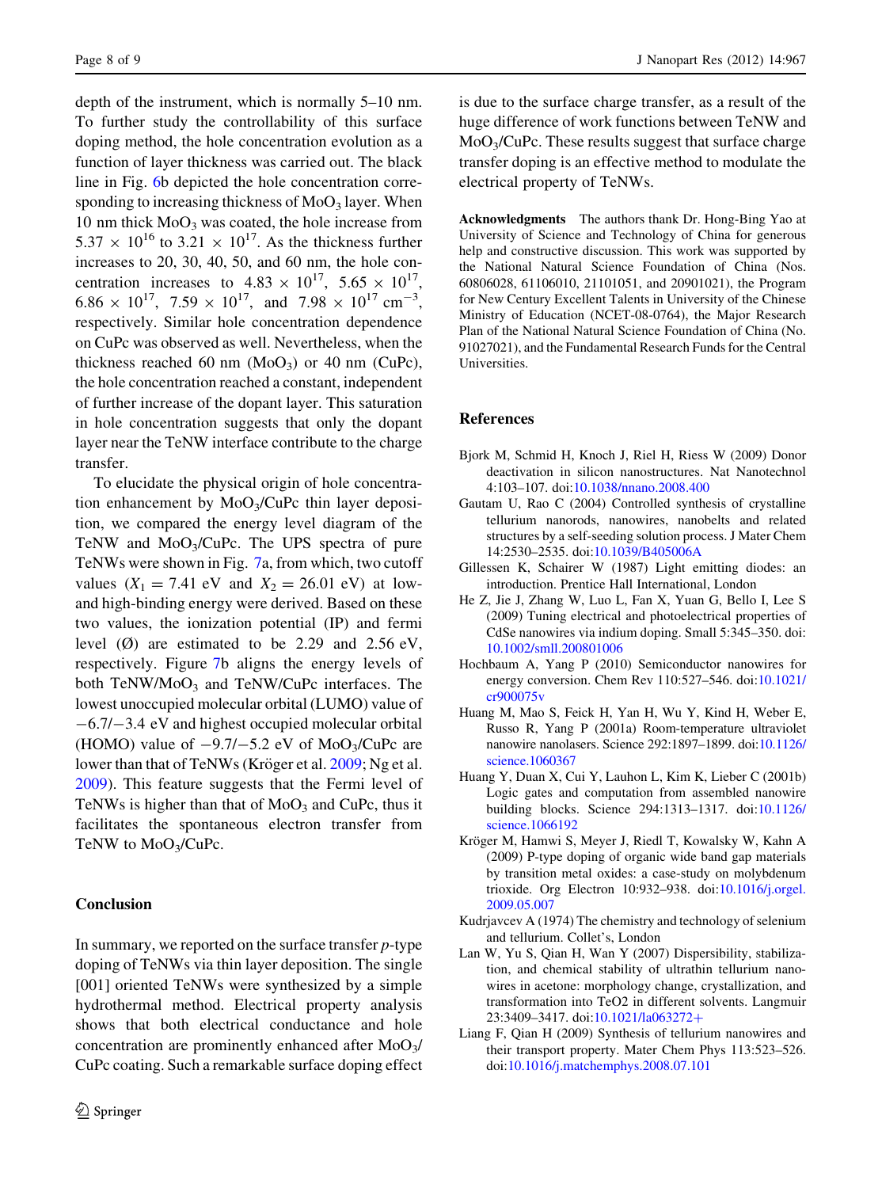depth of the instrument, which is normally 5–10 nm. To further study the controllability of this surface doping method, the hole concentration evolution as a function of layer thickness was carried out. The black line in Fig. 6b depicted the hole concentration corresponding to increasing thickness of $MoO_3$ layer. When 10 nm thick $MoO_3$ was coated, the hole increase from $5.37 \times 10^{16}$ to $3.21 \times 10^{17}$. As the thickness further increases to 20, 30, 40, 50, and 60 nm, the hole concentration increases to $4.83 \times 10^{17}$, $5.65 \times 10^{17}$, $6.86 \times 10^{17}$, $7.59 \times 10^{17}$, and $7.98 \times 10^{17}$ $cm^{-3}$, respectively. Similar hole concentration dependence on CuPc was observed as well. Nevertheless, when the thickness reached 60 nm ($MoO_3$) or 40 nm (CuPc), the hole concentration reached a constant, independent of further increase of the dopant layer. This saturation in hole concentration suggests that only the dopant layer near the TeNW interface contribute to the charge transfer.

To elucidate the physical origin of hole concentration enhancement by $MoO_3$/CuPc thin layer deposition, we compared the energy level diagram of the TeNW and $MoO_3$/CuPc. The UPS spectra of pure TeNWs were shown in Fig. 7a, from which, two cutoff values ($X_1 = 7.41$ eV and $X_2 = 26.01$ eV) at low- and high-binding energy were derived. Based on these two values, the ionization potential (IP) and fermi level (Ø) are estimated to be 2.29 and 2.56 eV, respectively. Figure 7b aligns the energy levels of both TeNW/$MoO_3$ and TeNW/CuPc interfaces. The lowest unoccupied molecular orbital (LUMO) value of −6.7/−3.4 eV and highest occupied molecular orbital (HOMO) value of −9.7/−5.2 eV of $MoO_3$/CuPc are lower than that of TeNWs (Kröger et al. 2009; Ng et al. 2009). This feature suggests that the Fermi level of TeNWs is higher than that of $MoO_3$ and CuPc, thus it facilitates the spontaneous electron transfer from TeNW to $MoO_3$/CuPc.

## Conclusion

In summary, we reported on the surface transfer *p*-type doping of TeNWs via thin layer deposition. The single [001] oriented TeNWs were synthesized by a simple hydrothermal method. Electrical property analysis shows that both electrical conductance and hole concentration are prominently enhanced after $MoO_3$/CuPc coating. Such a remarkable surface doping effect is due to the surface charge transfer, as a result of the huge difference of work functions between TeNW and $MoO_3$/CuPc. These results suggest that surface charge transfer doping is an effective method to modulate the electrical property of TeNWs.

**Acknowledgments** The authors thank Dr. Hong-Bing Yao at University of Science and Technology of China for generous help and constructive discussion. This work was supported by the National Natural Science Foundation of China (Nos. 60806028, 61106010, 21101051, and 20901021), the Program for New Century Excellent Talents in University of the Chinese Ministry of Education (NCET-08-0764), the Major Research Plan of the National Natural Science Foundation of China (No. 91027021), and the Fundamental Research Funds for the Central Universities.

## References

Bjork M, Schmid H, Knoch J, Riel H, Riess W (2009) Donor deactivation in silicon nanostructures. Nat Nanotechnol 4:103–107. doi:10.1038/nnano.2008.400

Gautam U, Rao C (2004) Controlled synthesis of crystalline tellurium nanorods, nanowires, nanobelts and related structures by a self-seeding solution process. J Mater Chem 14:2530–2535. doi:10.1039/B405006A

Gillessen K, Schairer W (1987) Light emitting diodes: an introduction. Prentice Hall International, London

He Z, Jie J, Zhang W, Luo L, Fan X, Yuan G, Bello I, Lee S (2009) Tuning electrical and photoelectrical properties of CdSe nanowires via indium doping. Small 5:345–350. doi:10.1002/smll.200801006

Hochbaum A, Yang P (2010) Semiconductor nanowires for energy conversion. Chem Rev 110:527–546. doi:10.1021/cr900075v

Huang M, Mao S, Feick H, Yan H, Wu Y, Kind H, Weber E, Russo R, Yang P (2001a) Room-temperature ultraviolet nanowire nanolasers. Science 292:1897–1899. doi:10.1126/science.1060367

Huang Y, Duan X, Cui Y, Lauhon L, Kim K, Lieber C (2001b) Logic gates and computation from assembled nanowire building blocks. Science 294:1313–1317. doi:10.1126/science.1066192

Kröger M, Hamwi S, Meyer J, Riedl T, Kowalsky W, Kahn A (2009) P-type doping of organic wide band gap materials by transition metal oxides: a case-study on molybdenum trioxide. Org Electron 10:932–938. doi:10.1016/j.orgel.2009.05.007

Kudrjavcev A (1974) The chemistry and technology of selenium and tellurium. Collet's, London

Lan W, Yu S, Qian H, Wan Y (2007) Dispersibility, stabilization, and chemical stability of ultrathin tellurium nanowires in acetone: morphology change, crystallization, and transformation into TeO2 in different solvents. Langmuir 23:3409–3417. doi:10.1021/la063272+

Liang F, Qian H (2009) Synthesis of tellurium nanowires and their transport property. Mater Chem Phys 113:523–526. doi:10.1016/j.matchemphys.2008.07.101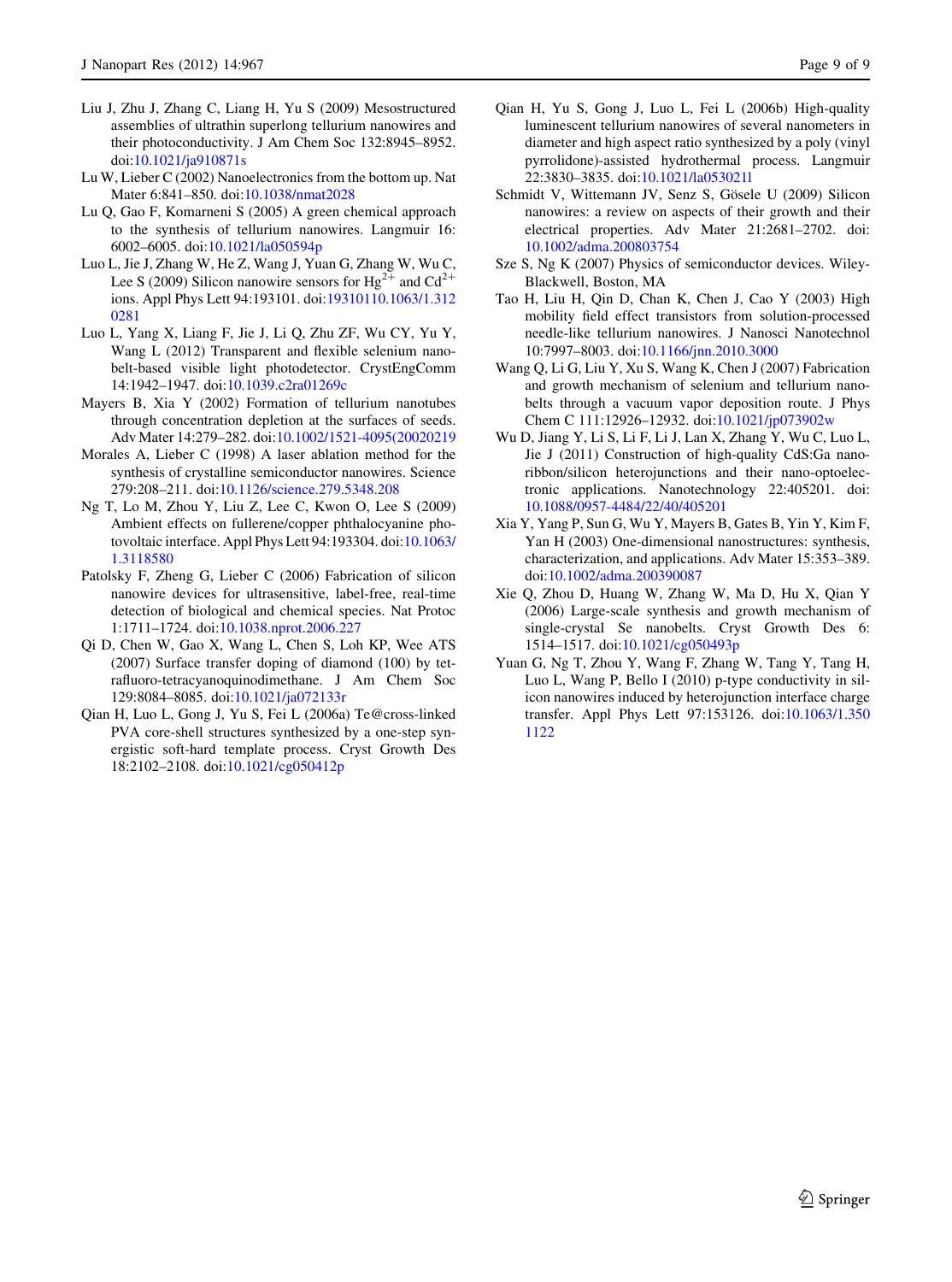Liu J, Zhu J, Zhang C, Liang H, Yu S (2009) Mesostructured assemblies of ultrathin superlong tellurium nanowires and their photoconductivity. J Am Chem Soc 132:8945–8952. doi:10.1021/ja910871s

Lu W, Lieber C (2002) Nanoelectronics from the bottom up. Nat Mater 6:841–850. doi:10.1038/nmat2028

Lu Q, Gao F, Komarneni S (2005) A green chemical approach to the synthesis of tellurium nanowires. Langmuir 16: 6002–6005. doi:10.1021/la050594p

Luo L, Jie J, Zhang W, He Z, Wang J, Yuan G, Zhang W, Wu C, Lee S (2009) Silicon nanowire sensors for $Hg^{2+}$ and $Cd^{2+}$ ions. Appl Phys Lett 94:193101. doi:19310110.1063/1.3120281

Luo L, Yang X, Liang F, Jie J, Li Q, Zhu ZF, Wu CY, Yu Y, Wang L (2012) Transparent and flexible selenium nanobelt-based visible light photodetector. CrystEngComm 14:1942–1947. doi:10.1039.c2ra01269c

Mayers B, Xia Y (2002) Formation of tellurium nanotubes through concentration depletion at the surfaces of seeds. Adv Mater 14:279–282. doi:10.1002/1521-4095(20020219

Morales A, Lieber C (1998) A laser ablation method for the synthesis of crystalline semiconductor nanowires. Science 279:208–211. doi:10.1126/science.279.5348.208

Ng T, Lo M, Zhou Y, Liu Z, Lee C, Kwon O, Lee S (2009) Ambient effects on fullerene/copper phthalocyanine photovoltaic interface. Appl Phys Lett 94:193304. doi:10.1063/1.3118580

Patolsky F, Zheng G, Lieber C (2006) Fabrication of silicon nanowire devices for ultrasensitive, label-free, real-time detection of biological and chemical species. Nat Protoc 1:1711–1724. doi:10.1038.nprot.2006.227

Qi D, Chen W, Gao X, Wang L, Chen S, Loh KP, Wee ATS (2007) Surface transfer doping of diamond (100) by tetrafluoro-tetracyanoquinodimethane. J Am Chem Soc 129:8084–8085. doi:10.1021/ja072133r

Qian H, Luo L, Gong J, Yu S, Fei L (2006a) Te@cross-linked PVA core-shell structures synthesized by a one-step synergistic soft-hard template process. Cryst Growth Des 18:2102–2108. doi:10.1021/cg050412p

Qian H, Yu S, Gong J, Luo L, Fei L (2006b) High-quality luminescent tellurium nanowires of several nanometers in diameter and high aspect ratio synthesized by a poly (vinyl pyrrolidone)-assisted hydrothermal process. Langmuir 22:3830–3835. doi:10.1021/la053021l

Schmidt V, Wittemann JV, Senz S, Gösele U (2009) Silicon nanowires: a review on aspects of their growth and their electrical properties. Adv Mater 21:2681–2702. doi:10.1002/adma.200803754

Sze S, Ng K (2007) Physics of semiconductor devices. Wiley-Blackwell, Boston, MA

Tao H, Liu H, Qin D, Chan K, Chen J, Cao Y (2003) High mobility field effect transistors from solution-processed needle-like tellurium nanowires. J Nanosci Nanotechnol 10:7997–8003. doi:10.1166/jnn.2010.3000

Wang Q, Li G, Liu Y, Xu S, Wang K, Chen J (2007) Fabrication and growth mechanism of selenium and tellurium nanobelts through a vacuum vapor deposition route. J Phys Chem C 111:12926–12932. doi:10.1021/jp073902w

Wu D, Jiang Y, Li S, Li F, Li J, Lan X, Zhang Y, Wu C, Luo L, Jie J (2011) Construction of high-quality CdS:Ga nanoribbon/silicon heterojunctions and their nano-optoelectronic applications. Nanotechnology 22:405201. doi:10.1088/0957-4484/22/40/405201

Xia Y, Yang P, Sun G, Wu Y, Mayers B, Gates B, Yin Y, Kim F, Yan H (2003) One-dimensional nanostructures: synthesis, characterization, and applications. Adv Mater 15:353–389. doi:10.1002/adma.200390087

Xie Q, Zhou D, Huang W, Zhang W, Ma D, Hu X, Qian Y (2006) Large-scale synthesis and growth mechanism of single-crystal Se nanobelts. Cryst Growth Des 6: 1514–1517. doi:10.1021/cg050493p

Yuan G, Ng T, Zhou Y, Wang F, Zhang W, Tang Y, Tang H, Luo L, Wang P, Bello I (2010) p-type conductivity in silicon nanowires induced by heterojunction interface charge transfer. Appl Phys Lett 97:153126. doi:10.1063/1.3501122